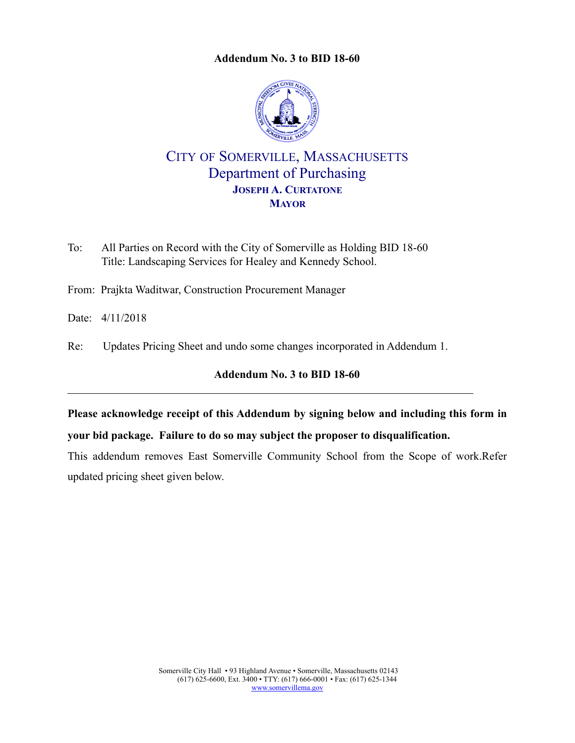**Addendum No. 3 to BID 18-60**

# CITY OF SOMERVILLE, MASSACHUSETTS
## Department of Purchasing
### JOSEPH A. CURTATONE
### MAYOR

To: All Parties on Record with the City of Somerville as Holding BID 18-60
Title: Landscaping Services for Healey and Kennedy School.

From: Prajkta Waditwar, Construction Procurement Manager

Date: 4/11/2018

Re: Updates Pricing Sheet and undo some changes incorporated in Addendum 1.

**Addendum No. 3 to BID 18-60**

---

**Please acknowledge receipt of this Addendum by signing below and including this form in your bid package. Failure to do so may subject the proposer to disqualification.**

This addendum removes East Somerville Community School from the Scope of work.Refer updated pricing sheet given below.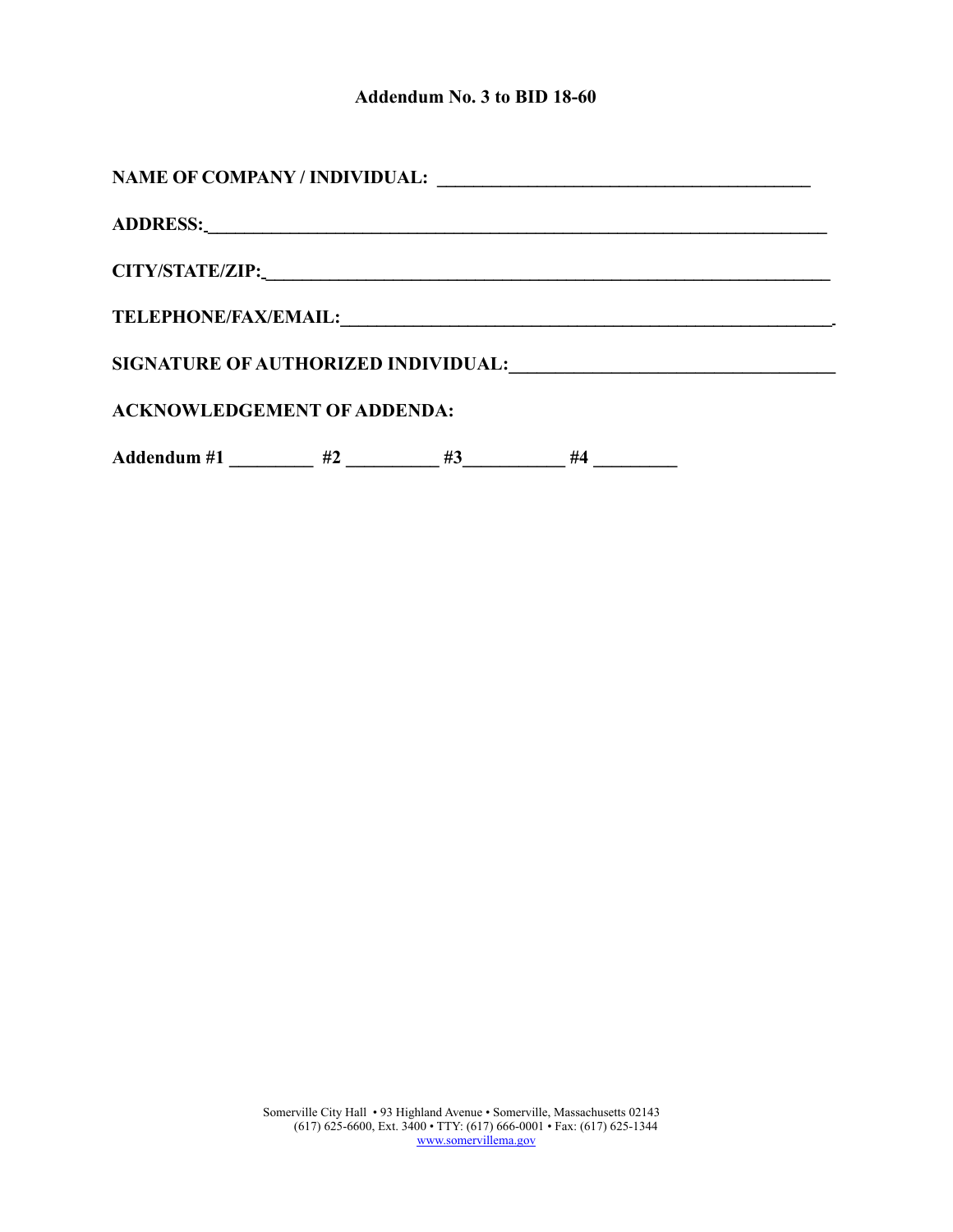## Addendum No. 3 to BID 18-60

**NAME OF COMPANY / INDIVIDUAL: \_\_\_\_\_\_\_\_\_\_\_\_\_\_\_\_\_\_\_\_\_\_\_\_\_\_\_\_\_\_\_\_\_\_\_\_\_\_\_\_**

**ADDRESS:\_\_\_\_\_\_\_\_\_\_\_\_\_\_\_\_\_\_\_\_\_\_\_\_\_\_\_\_\_\_\_\_\_\_\_\_\_\_\_\_\_\_\_\_\_\_\_\_\_\_\_\_\_\_\_\_\_\_\_\_\_\_\_\_\_\_**

**CITY/STATE/ZIP:\_\_\_\_\_\_\_\_\_\_\_\_\_\_\_\_\_\_\_\_\_\_\_\_\_\_\_\_\_\_\_\_\_\_\_\_\_\_\_\_\_\_\_\_\_\_\_\_\_\_\_\_\_\_\_\_\_\_\_\_**

**TELEPHONE/FAX/EMAIL:\_\_\_\_\_\_\_\_\_\_\_\_\_\_\_\_\_\_\_\_\_\_\_\_\_\_\_\_\_\_\_\_\_\_\_\_\_\_\_\_\_\_\_\_\_\_\_\_\_\_\_\_.**

**SIGNATURE OF AUTHORIZED INDIVIDUAL:\_\_\_\_\_\_\_\_\_\_\_\_\_\_\_\_\_\_\_\_\_\_\_\_\_\_\_\_\_\_\_\_\_\_\_**

**ACKNOWLEDGEMENT OF ADDENDA:**

**Addendum #1 \_\_\_\_\_\_\_\_\_ #2 \_\_\_\_\_\_\_\_\_\_ #3\_\_\_\_\_\_\_\_\_\_\_ #4 \_\_\_\_\_\_\_\_\_**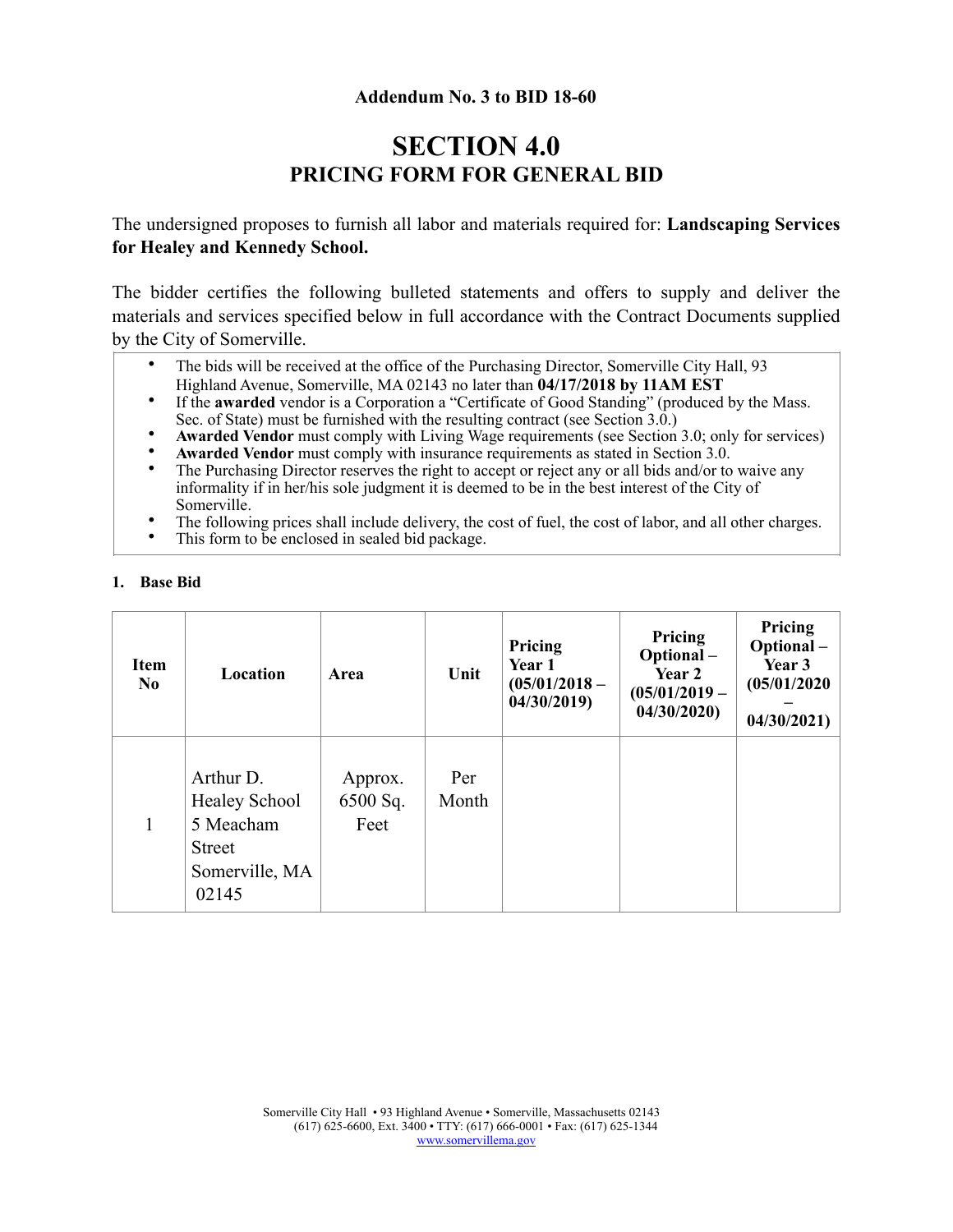**Addendum No. 3 to BID 18-60**

# SECTION 4.0

## PRICING FORM FOR GENERAL BID

The undersigned proposes to furnish all labor and materials required for: **Landscaping Services for Healey and Kennedy School.**

The bidder certifies the following bulleted statements and offers to supply and deliver the materials and services specified below in full accordance with the Contract Documents supplied by the City of Somerville.

- The bids will be received at the office of the Purchasing Director, Somerville City Hall, 93 Highland Avenue, Somerville, MA 02143 no later than **04/17/2018 by 11AM EST**
- If the **awarded** vendor is a Corporation a "Certificate of Good Standing" (produced by the Mass. Sec. of State) must be furnished with the resulting contract (see Section 3.0.)
- **Awarded Vendor** must comply with Living Wage requirements (see Section 3.0; only for services)
- **Awarded Vendor** must comply with insurance requirements as stated in Section 3.0.
- The Purchasing Director reserves the right to accept or reject any or all bids and/or to waive any informality if in her/his sole judgment it is deemed to be in the best interest of the City of Somerville.
- The following prices shall include delivery, the cost of fuel, the cost of labor, and all other charges.
- This form to be enclosed in sealed bid package.

**1. Base Bid**

| Item No | Location | Area | Unit | Pricing Year 1 (05/01/2018 – 04/30/2019) | Pricing Optional – Year 2 (05/01/2019 – 04/30/2020) | Pricing Optional – Year 3 (05/01/2020 – 04/30/2021) |
|---|---|---|---|---|---|---|
| 1 | Arthur D. Healey School 5 Meacham Street Somerville, MA 02145 | Approx. 6500 Sq. Feet | Per Month | | | |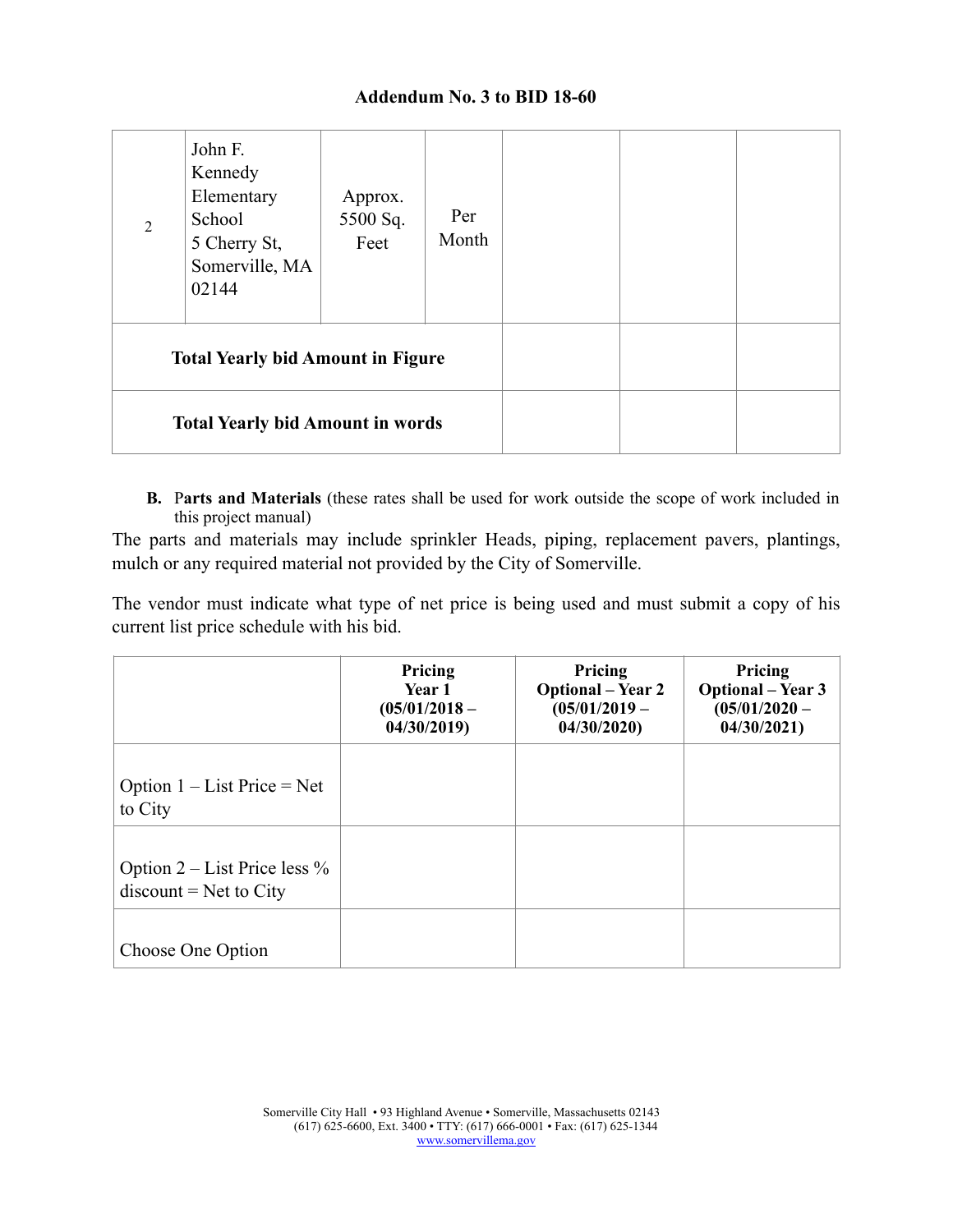**Addendum No. 3 to BID 18-60**

| | | | | | | |
|---|---|---|---|---|---|---|
| 2 | John F. Kennedy Elementary School 5 Cherry St, Somerville, MA 02144 | Approx. 5500 Sq. Feet | Per Month | | | |
| **Total Yearly bid Amount in Figure** | | | | | | |
| **Total Yearly bid Amount in words** | | | | | | |

**B.** P**arts and Materials** (these rates shall be used for work outside the scope of work included in this project manual)

The parts and materials may include sprinkler Heads, piping, replacement pavers, plantings, mulch or any required material not provided by the City of Somerville.

The vendor must indicate what type of net price is being used and must submit a copy of his current list price schedule with his bid.

| | **Pricing Year 1 (05/01/2018 – 04/30/2019)** | **Pricing Optional – Year 2 (05/01/2019 – 04/30/2020)** | **Pricing Optional – Year 3 (05/01/2020 – 04/30/2021)** |
|---|---|---|---|
| Option 1 – List Price = Net to City | | | |
| Option 2 – List Price less % discount = Net to City | | | |
| Choose One Option | | | |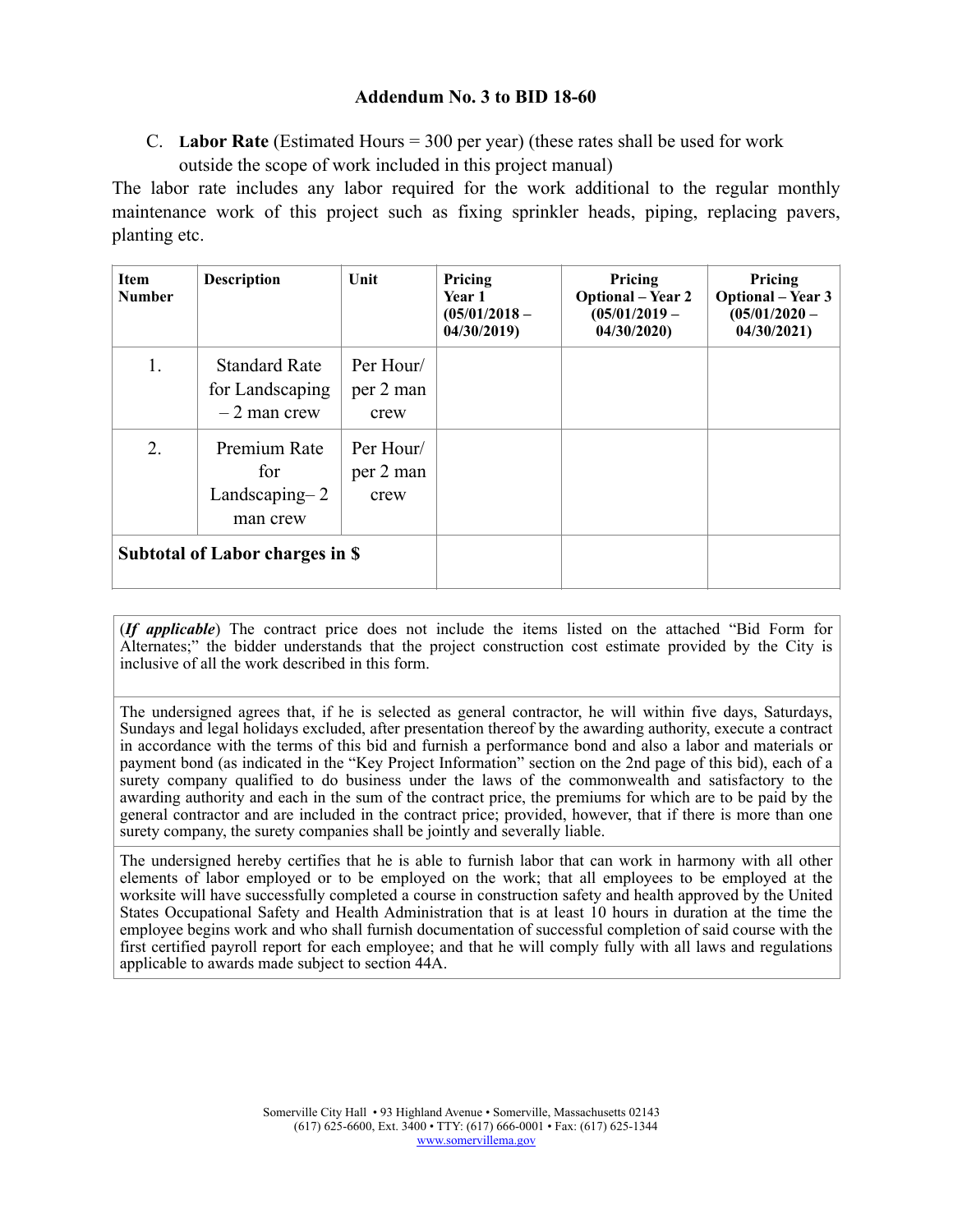**Addendum No. 3 to BID 18-60**

C. **Labor Rate** (Estimated Hours = 300 per year) (these rates shall be used for work outside the scope of work included in this project manual)

The labor rate includes any labor required for the work additional to the regular monthly maintenance work of this project such as fixing sprinkler heads, piping, replacing pavers, planting etc.

| Item Number | Description | Unit | Pricing Year 1 (05/01/2018 – 04/30/2019) | Pricing Optional – Year 2 (05/01/2019 – 04/30/2020) | Pricing Optional – Year 3 (05/01/2020 – 04/30/2021) |
|---|---|---|---|---|---|
| 1. | Standard Rate for Landscaping – 2 man crew | Per Hour/ per 2 man crew | | | |
| 2. | Premium Rate for Landscaping– 2 man crew | Per Hour/ per 2 man crew | | | |
| **Subtotal of Labor charges in $** | | | | | |

(***If applicable***) The contract price does not include the items listed on the attached "Bid Form for Alternates;" the bidder understands that the project construction cost estimate provided by the City is inclusive of all the work described in this form.

The undersigned agrees that, if he is selected as general contractor, he will within five days, Saturdays, Sundays and legal holidays excluded, after presentation thereof by the awarding authority, execute a contract in accordance with the terms of this bid and furnish a performance bond and also a labor and materials or payment bond (as indicated in the "Key Project Information" section on the 2nd page of this bid), each of a surety company qualified to do business under the laws of the commonwealth and satisfactory to the awarding authority and each in the sum of the contract price, the premiums for which are to be paid by the general contractor and are included in the contract price; provided, however, that if there is more than one surety company, the surety companies shall be jointly and severally liable.

The undersigned hereby certifies that he is able to furnish labor that can work in harmony with all other elements of labor employed or to be employed on the work; that all employees to be employed at the worksite will have successfully completed a course in construction safety and health approved by the United States Occupational Safety and Health Administration that is at least 10 hours in duration at the time the employee begins work and who shall furnish documentation of successful completion of said course with the first certified payroll report for each employee; and that he will comply fully with all laws and regulations applicable to awards made subject to section 44A.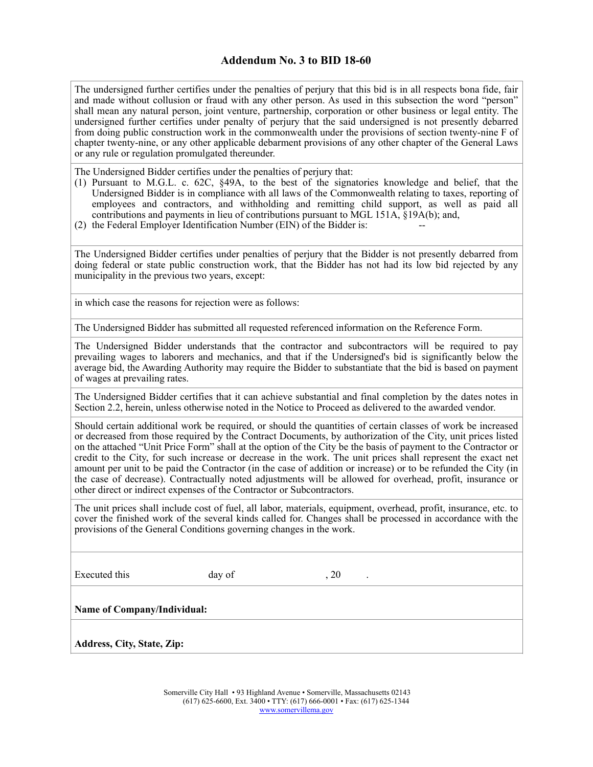## Addendum No. 3 to BID 18-60

The undersigned further certifies under the penalties of perjury that this bid is in all respects bona fide, fair and made without collusion or fraud with any other person. As used in this subsection the word "person" shall mean any natural person, joint venture, partnership, corporation or other business or legal entity. The undersigned further certifies under penalty of perjury that the said undersigned is not presently debarred from doing public construction work in the commonwealth under the provisions of section twenty-nine F of chapter twenty-nine, or any other applicable debarment provisions of any other chapter of the General Laws or any rule or regulation promulgated thereunder.

The Undersigned Bidder certifies under the penalties of perjury that:

(1) Pursuant to M.G.L. c. 62C, §49A, to the best of the signatories knowledge and belief, that the Undersigned Bidder is in compliance with all laws of the Commonwealth relating to taxes, reporting of employees and contractors, and withholding and remitting child support, as well as paid all contributions and payments in lieu of contributions pursuant to MGL 151A, §19A(b); and,

(2) the Federal Employer Identification Number (EIN) of the Bidder is: --

The Undersigned Bidder certifies under penalties of perjury that the Bidder is not presently debarred from doing federal or state public construction work, that the Bidder has not had its low bid rejected by any municipality in the previous two years, except:

in which case the reasons for rejection were as follows:

The Undersigned Bidder has submitted all requested referenced information on the Reference Form.

The Undersigned Bidder understands that the contractor and subcontractors will be required to pay prevailing wages to laborers and mechanics, and that if the Undersigned's bid is significantly below the average bid, the Awarding Authority may require the Bidder to substantiate that the bid is based on payment of wages at prevailing rates.

The Undersigned Bidder certifies that it can achieve substantial and final completion by the dates notes in Section 2.2, herein, unless otherwise noted in the Notice to Proceed as delivered to the awarded vendor.

Should certain additional work be required, or should the quantities of certain classes of work be increased or decreased from those required by the Contract Documents, by authorization of the City, unit prices listed on the attached "Unit Price Form" shall at the option of the City be the basis of payment to the Contractor or credit to the City, for such increase or decrease in the work. The unit prices shall represent the exact net amount per unit to be paid the Contractor (in the case of addition or increase) or to be refunded the City (in the case of decrease). Contractually noted adjustments will be allowed for overhead, profit, insurance or other direct or indirect expenses of the Contractor or Subcontractors.

The unit prices shall include cost of fuel, all labor, materials, equipment, overhead, profit, insurance, etc. to cover the finished work of the several kinds called for. Changes shall be processed in accordance with the provisions of the General Conditions governing changes in the work.

Executed this day of , 20 .

**Name of Company/Individual:**

**Address, City, State, Zip:**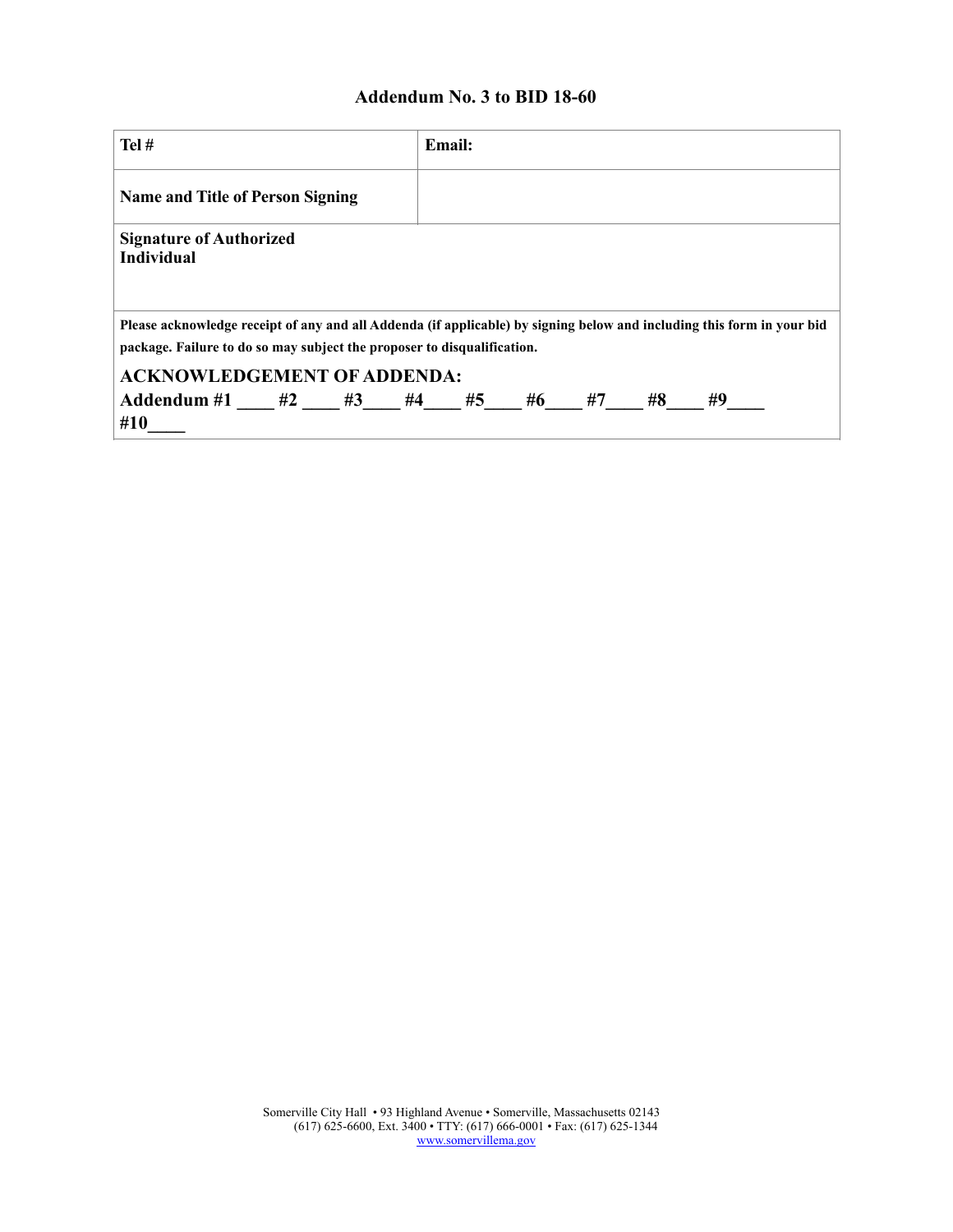## Addendum No. 3 to BID 18-60

| | |
|---|---|
| **Tel #** | **Email:** |
| **Name and Title of Person Signing** | |
| **Signature of Authorized Individual** | |

**Please acknowledge receipt of any and all Addenda (if applicable) by signing below and including this form in your bid package. Failure to do so may subject the proposer to disqualification.**

**ACKNOWLEDGEMENT OF ADDENDA:**

**Addendum #1 ____ #2 ____ #3____ #4____ #5____ #6____ #7____ #8____ #9____ #10____**

Somerville City Hall • 93 Highland Avenue • Somerville, Massachusetts 02143
(617) 625-6600, Ext. 3400 • TTY: (617) 666-0001 • Fax: (617) 625-1344
www.somervillema.gov